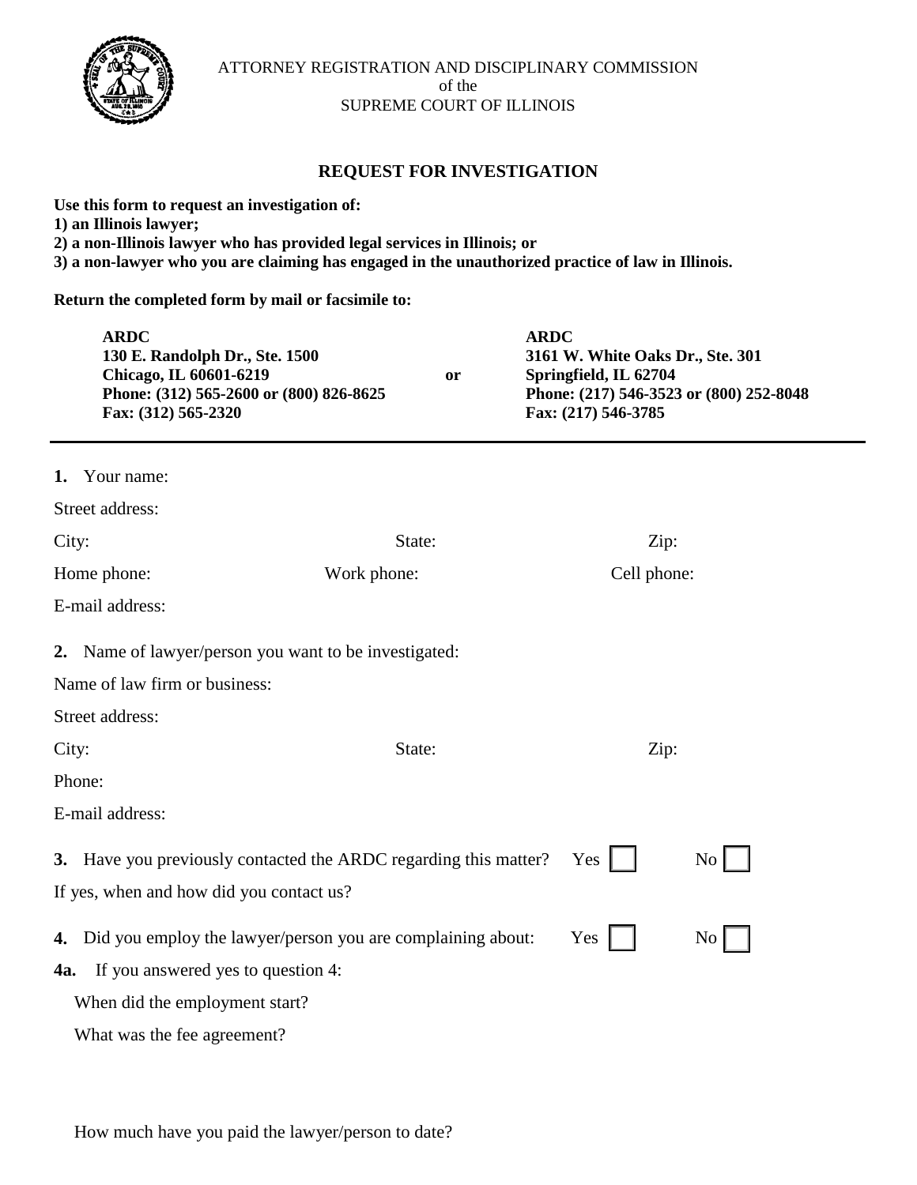ATTORNEY REGISTRATION AND DISCIPLINARY COMMISSION
of the
SUPREME COURT OF ILLINOIS

## REQUEST FOR INVESTIGATION

**Use this form to request an investigation of:**
**1) an Illinois lawyer;**
**2) a non-Illinois lawyer who has provided legal services in Illinois; or**
**3) a non-lawyer who you are claiming has engaged in the unauthorized practice of law in Illinois.**

**Return the completed form by mail or facsimile to:**

**ARDC**
**130 E. Randolph Dr., Ste. 1500**
**Chicago, IL 60601-6219**
**Phone: (312) 565-2600 or (800) 826-8625**
**Fax: (312) 565-2320**

**or**

**ARDC**
**3161 W. White Oaks Dr., Ste. 301**
**Springfield, IL 62704**
**Phone: (217) 546-3523 or (800) 252-8048**
**Fax: (217) 546-3785**

---

**1.** Your name:

Street address:

City: State: Zip:

Home phone: Work phone: Cell phone:

E-mail address:

**2.** Name of lawyer/person you want to be investigated:

Name of law firm or business:

Street address:

City: State: Zip:

Phone:

E-mail address:

**3.** Have you previously contacted the ARDC regarding this matter? Yes ☐ No ☐

If yes, when and how did you contact us?

**4.** Did you employ the lawyer/person you are complaining about: Yes ☐ No ☐

**4a.** If you answered yes to question 4:

When did the employment start?

What was the fee agreement?

How much have you paid the lawyer/person to date?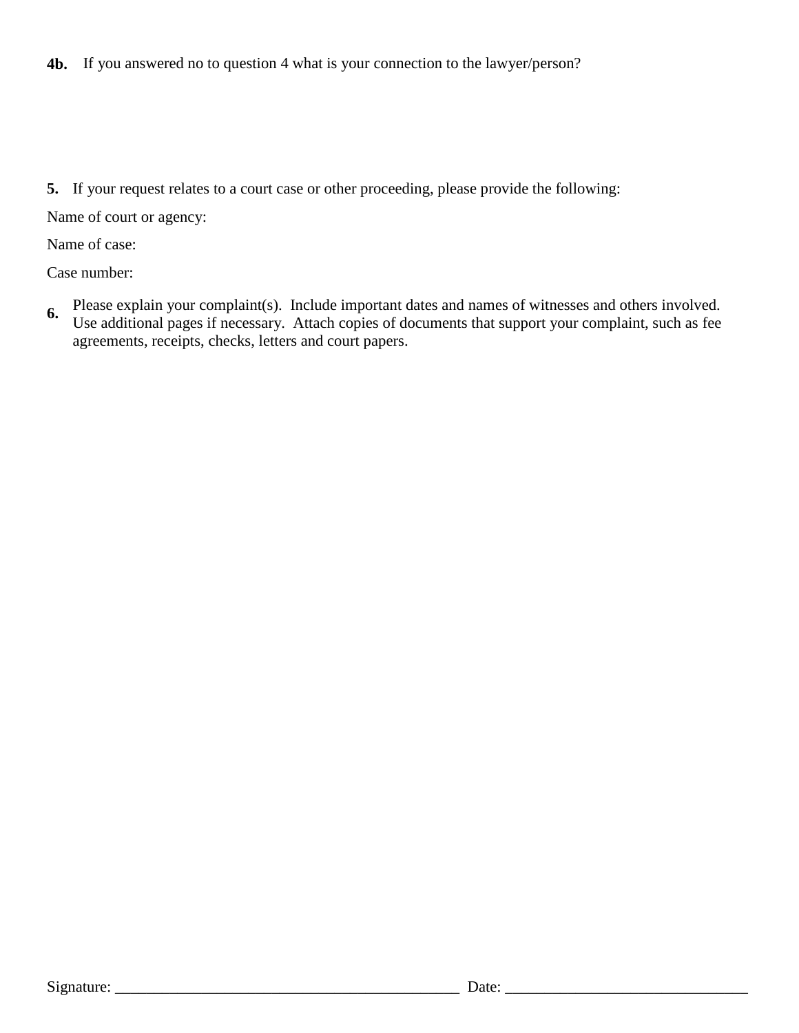**4b.** If you answered no to question 4 what is your connection to the lawyer/person?

**5.** If your request relates to a court case or other proceeding, please provide the following:

Name of court or agency:

Name of case:

Case number:

**6.** Please explain your complaint(s). Include important dates and names of witnesses and others involved. Use additional pages if necessary. Attach copies of documents that support your complaint, such as fee agreements, receipts, checks, letters and court papers.

Signature: _____________________________________________ Date: _______________________________